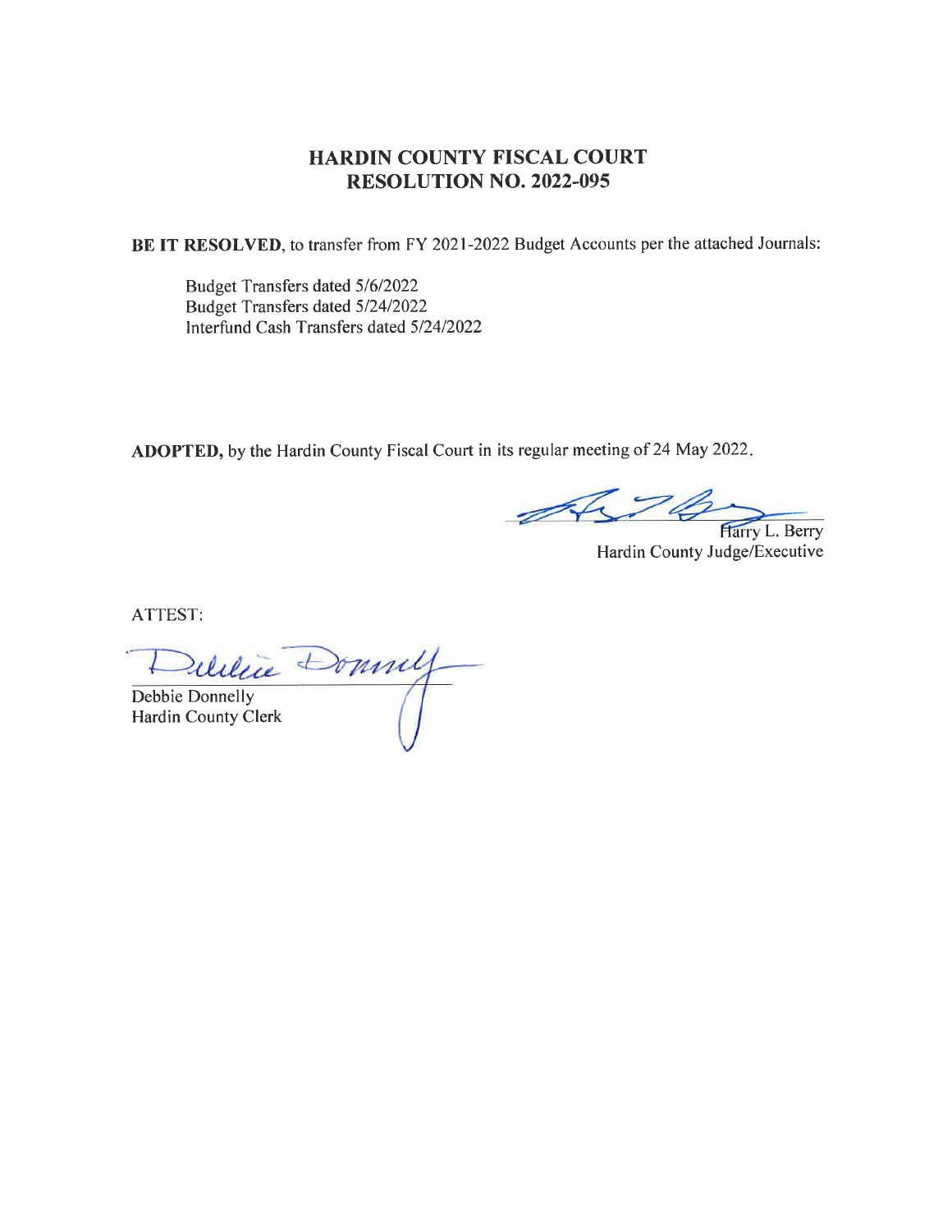# HARDIN COUNTY FISCAL COURT
# RESOLUTION NO. 2022-095

**BE IT RESOLVED**, to transfer from FY 2021-2022 Budget Accounts per the attached Journals:

Budget Transfers dated 5/6/2022
Budget Transfers dated 5/24/2022
Interfund Cash Transfers dated 5/24/2022

**ADOPTED,** by the Hardin County Fiscal Court in its regular meeting of 24 May 2022.

Harry L. Berry
Hardin County Judge/Executive

ATTEST:

Debbie Donnelly
Hardin County Clerk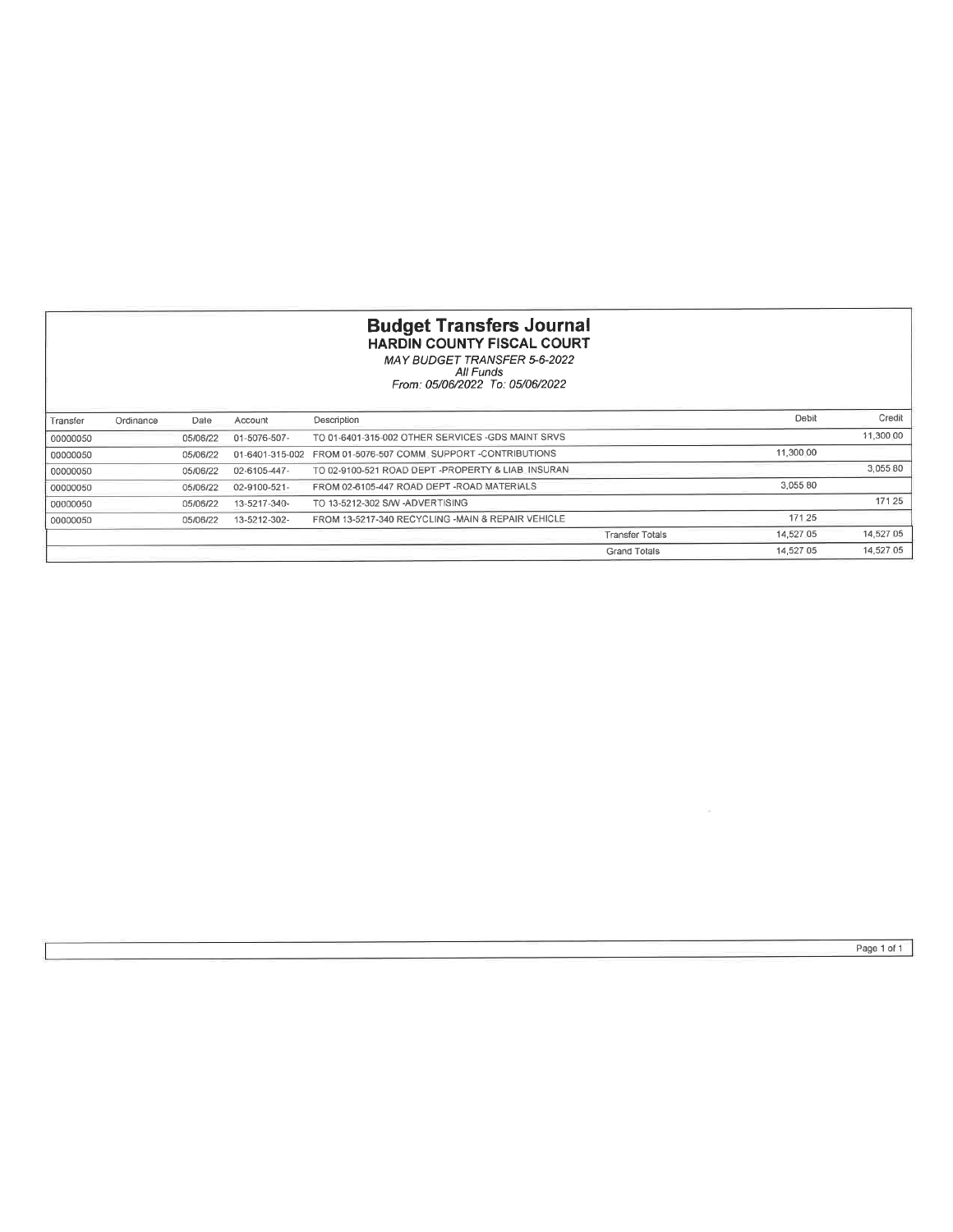# Budget Transfers Journal

## HARDIN COUNTY FISCAL COURT

*MAY BUDGET TRANSFER 5-6-2022*
*All Funds*
*From: 05/06/2022 To: 05/06/2022*

| Transfer | Ordinance | Date | Account | Description | | Debit | Credit |
|---|---|---|---|---|---|---|---|
| 00000050 | | 05/06/22 | 01-5076-507- | TO 01-6401-315-002 OTHER SERVICES -GDS MAINT SRVS | | | 11,300 00 |
| 00000050 | | 05/06/22 | 01-6401-315-002 | FROM 01-5076-507 COMM SUPPORT -CONTRIBUTIONS | | 11,300 00 | |
| 00000050 | | 05/06/22 | 02-6105-447- | TO 02-9100-521 ROAD DEPT -PROPERTY & LIAB INSURAN | | | 3,055 80 |
| 00000050 | | 05/06/22 | 02-9100-521- | FROM 02-6105-447 ROAD DEPT -ROAD MATERIALS | | 3,055 80 | |
| 00000050 | | 05/06/22 | 13-5217-340- | TO 13-5212-302 S/W -ADVERTISING | | | 171 25 |
| 00000050 | | 05/06/22 | 13-5212-302- | FROM 13-5217-340 RECYCLING -MAIN & REPAIR VEHICLE | | 171 25 | |
| | | | | | Transfer Totals | 14,527 05 | 14,527 05 |
| | | | | | Grand Totals | 14,527 05 | 14,527 05 |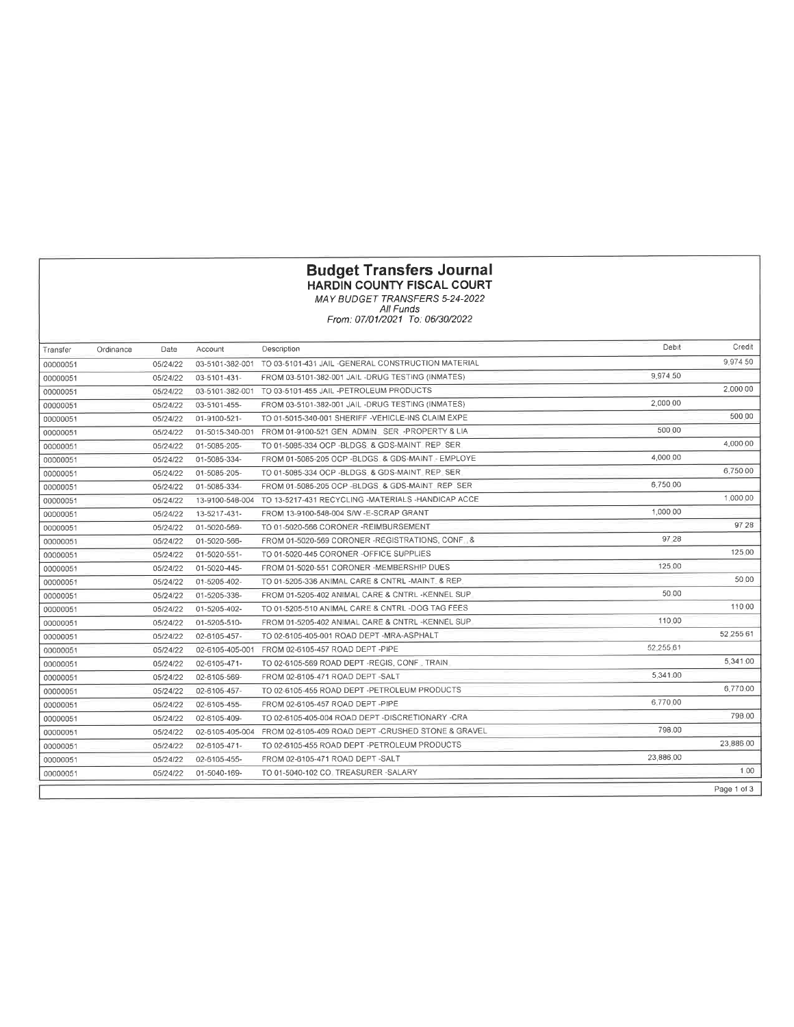# Budget Transfers Journal

## HARDIN COUNTY FISCAL COURT

*MAY BUDGET TRANSFERS 5-24-2022*
*All Funds*
*From: 07/01/2021 To: 06/30/2022*

| Transfer | Ordinance | Date | Account | Description | Debit | Credit |
|---|---|---|---|---|---|---|
| 00000051 | | 05/24/22 | 03-5101-382-001 | TO 03-5101-431 JAIL -GENERAL CONSTRUCTION MATERIAL | | 9,974.50 |
| 00000051 | | 05/24/22 | 03-5101-431- | FROM 03-5101-382-001 JAIL -DRUG TESTING (INMATES) | 9,974.50 | |
| 00000051 | | 05/24/22 | 03-5101-382-001 | TO 03-5101-455 JAIL -PETROLEUM PRODUCTS | | 2,000.00 |
| 00000051 | | 05/24/22 | 03-5101-455- | FROM 03-5101-382-001 JAIL -DRUG TESTING (INMATES) | 2,000.00 | |
| 00000051 | | 05/24/22 | 01-9100-521- | TO 01-5015-340-001 SHERIFF -VEHICLE-INS CLAIM EXPE | | 500.00 |
| 00000051 | | 05/24/22 | 01-5015-340-001 | FROM 01-9100-521 GEN. ADMIN. SER. -PROPERTY & LIA | 500.00 | |
| 00000051 | | 05/24/22 | 01-5085-205- | TO 01-5085-334 OCP -BLDGS. & GDS-MAINT. REP. SER. | | 4,000.00 |
| 00000051 | | 05/24/22 | 01-5085-334- | FROM 01-5085-205 OCP -BLDGS. & GDS-MAINT. - EMPLOYE | 4,000.00 | |
| 00000051 | | 05/24/22 | 01-5085-205- | TO 01-5085-334 OCP -BLDGS. & GDS-MAINT. REP. SER. | | 6,750.00 |
| 00000051 | | 05/24/22 | 01-5085-334- | FROM 01-5085-205 OCP -BLDGS. & GDS-MAINT. REP. SER. | 6,750.00 | |
| 00000051 | | 05/24/22 | 13-9100-548-004 | TO 13-5217-431 RECYCLING -MATERIALS -HANDICAP ACCE | | 1,000.00 |
| 00000051 | | 05/24/22 | 13-5217-431- | FROM 13-9100-548-004 S/W -E-SCRAP GRANT | 1,000.00 | |
| 00000051 | | 05/24/22 | 01-5020-569- | TO 01-5020-566 CORONER -REIMBURSEMENT | | 97.28 |
| 00000051 | | 05/24/22 | 01-5020-566- | FROM 01-5020-569 CORONER -REGISTRATIONS, CONF., & | 97.28 | |
| 00000051 | | 05/24/22 | 01-5020-551- | TO 01-5020-445 CORONER -OFFICE SUPPLIES | | 125.00 |
| 00000051 | | 05/24/22 | 01-5020-445- | FROM 01-5020-551 CORONER -MEMBERSHIP DUES | 125.00 | |
| 00000051 | | 05/24/22 | 01-5205-402- | TO 01-5205-336 ANIMAL CARE & CNTRL -MAINT. & REP. | | 50.00 |
| 00000051 | | 05/24/22 | 01-5205-336- | FROM 01-5205-402 ANIMAL CARE & CNTRL -KENNEL SUP | 50.00 | |
| 00000051 | | 05/24/22 | 01-5205-402- | TO 01-5205-510 ANIMAL CARE & CNTRL -DOG TAG FEES | | 110.00 |
| 00000051 | | 05/24/22 | 01-5205-510- | FROM 01-5205-402 ANIMAL CARE & CNTRL -KENNEL SUP | 110.00 | |
| 00000051 | | 05/24/22 | 02-6105-457- | TO 02-6105-405-001 ROAD DEPT -MRA-ASPHALT | | 52,255.61 |
| 00000051 | | 05/24/22 | 02-6105-405-001 | FROM 02-6105-457 ROAD DEPT -PIPE | 52,255.61 | |
| 00000051 | | 05/24/22 | 02-6105-471- | TO 02-6105-569 ROAD DEPT -REGIS, CONF., TRAIN | | 5,341.00 |
| 00000051 | | 05/24/22 | 02-6105-569- | FROM 02-6105-471 ROAD DEPT -SALT | 5,341.00 | |
| 00000051 | | 05/24/22 | 02-6105-457- | TO 02-6105-455 ROAD DEPT -PETROLEUM PRODUCTS | | 6,770.00 |
| 00000051 | | 05/24/22 | 02-6105-455- | FROM 02-6105-457 ROAD DEPT -PIPE | 6,770.00 | |
| 00000051 | | 05/24/22 | 02-6105-409- | TO 02-6105-405-004 ROAD DEPT -DISCRETIONARY -CRA | | 798.00 |
| 00000051 | | 05/24/22 | 02-6105-405-004 | FROM 02-6105-409 ROAD DEPT -CRUSHED STONE & GRAVEL | 798.00 | |
| 00000051 | | 05/24/22 | 02-6105-471- | TO 02-6105-455 ROAD DEPT -PETROLEUM PRODUCTS | | 23,886.00 |
| 00000051 | | 05/24/22 | 02-6105-455- | FROM 02-6105-471 ROAD DEPT -SALT | 23,886.00 | |
| 00000051 | | 05/24/22 | 01-5040-169- | TO 01-5040-102 CO. TREASURER -SALARY | | 1.00 |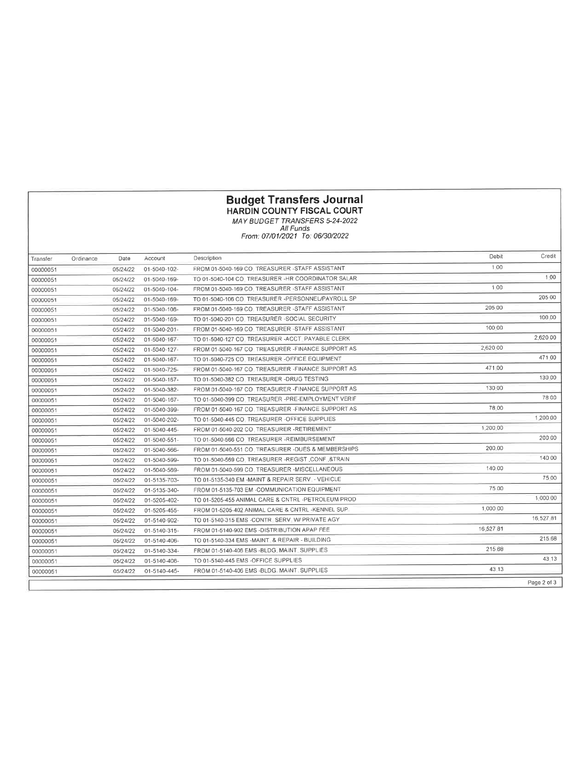# Budget Transfers Journal

## HARDIN COUNTY FISCAL COURT

*MAY BUDGET TRANSFERS 5-24-2022*
*All Funds*
*From: 07/01/2021 To: 06/30/2022*

| Transfer | Ordinance | Date | Account | Description | Debit | Credit |
|---|---|---|---|---|---|---|
| 00000051 | | 05/24/22 | 01-5040-102- | FROM 01-5040-169 CO TREASURER -STAFF ASSISTANT | 1.00 | |
| 00000051 | | 05/24/22 | 01-5040-169- | TO 01-5040-104 CO TREASURER -HR COORDINATOR SALAR | | 1.00 |
| 00000051 | | 05/24/22 | 01-5040-104- | FROM 01-5040-169 CO TREASURER -STAFF ASSISTANT | 1.00 | |
| 00000051 | | 05/24/22 | 01-5040-169- | TO 01-5040-106 CO TREASURER -PERSONNEL/PAYROLL SP | | 205.00 |
| 00000051 | | 05/24/22 | 01-5040-106- | FROM 01-5040-169 CO TREASURER -STAFF ASSISTANT | 205.00 | |
| 00000051 | | 05/24/22 | 01-5040-169- | TO 01-5040-201 CO TREASURER -SOCIAL SECURITY | | 100.00 |
| 00000051 | | 05/24/22 | 01-5040-201- | FROM 01-5040-169 CO TREASURER -STAFF ASSISTANT | 100.00 | |
| 00000051 | | 05/24/22 | 01-5040-167- | TO 01-5040-127 CO TREASURER -ACCT PAYABLE CLERK | | 2,620.00 |
| 00000051 | | 05/24/22 | 01-5040-127- | FROM 01-5040-167 CO TREASURER -FINANCE SUPPORT AS | 2,620.00 | |
| 00000051 | | 05/24/22 | 01-5040-167- | TO 01-5040-725 CO TREASURER -OFFICE EQUIPMENT | | 471.00 |
| 00000051 | | 05/24/22 | 01-5040-725- | FROM 01-5040-167 CO TREASURER -FINANCE SUPPORT AS | 471.00 | |
| 00000051 | | 05/24/22 | 01-5040-167- | TO 01-5040-382 CO TREASURER -DRUG TESTING | | 130.00 |
| 00000051 | | 05/24/22 | 01-5040-382- | FROM 01-5040-167 CO TREASURER -FINANCE SUPPORT AS | 130.00 | |
| 00000051 | | 05/24/22 | 01-5040-167- | TO 01-5040-399 CO TREASURER -PRE-EMPLOYMENT VERIF | | 78.00 |
| 00000051 | | 05/24/22 | 01-5040-399- | FROM 01-5040-167 CO TREASURER -FINANCE SUPPORT AS | 78.00 | |
| 00000051 | | 05/24/22 | 01-5040-202- | TO 01-5040-445 CO TREASURER -OFFICE SUPPLIES | | 1,200.00 |
| 00000051 | | 05/24/22 | 01-5040-445- | FROM 01-5040-202 CO TREASURER -RETIREMENT | 1,200.00 | |
| 00000051 | | 05/24/22 | 01-5040-551- | TO 01-5040-566 CO TREASURER -REIMBURSEMENT | | 200.00 |
| 00000051 | | 05/24/22 | 01-5040-566- | FROM 01-5040-551 CO TREASURER -DUES & MEMBERSHIPS | 200.00 | |
| 00000051 | | 05/24/22 | 01-5040-599- | TO 01-5040-569 CO TREASURER -REGIST ,CONF ,&TRAIN | | 140.00 |
| 00000051 | | 05/24/22 | 01-5040-569- | FROM 01-5040-599 CO TREASURER -MISCELLANEOUS | 140.00 | |
| 00000051 | | 05/24/22 | 01-5135-703- | TO 01-5135-340 EM -MAINT & REPAIR SERV - VEHICLE | | 75.00 |
| 00000051 | | 05/24/22 | 01-5135-340- | FROM 01-5135-703 EM -COMMUNICATION EQUIPMENT | 75.00 | |
| 00000051 | | 05/24/22 | 01-5205-402- | TO 01-5205-455 ANIMAL CARE & CNTRL -PETROLEUM PROD | | 1,000.00 |
| 00000051 | | 05/24/22 | 01-5205-455- | FROM 01-5205-402 ANIMAL CARE & CNTRL -KENNEL SUP | 1,000.00 | |
| 00000051 | | 05/24/22 | 01-5140-902- | TO 01-5140-315 EMS -CONTR SERV W/ PRIVATE AGY | | 16,527.81 |
| 00000051 | | 05/24/22 | 01-5140-315- | FROM 01-5140-902 EMS -DISTRIBUTION APAP FEE | 16,527.81 | |
| 00000051 | | 05/24/22 | 01-5140-406- | TO 01-5140-334 EMS -MAINT & REPAIR - BUILDING | | 215.68 |
| 00000051 | | 05/24/22 | 01-5140-334- | FROM 01-5140-406 EMS -BLDG MAINT SUPPLIES | 215.68 | |
| 00000051 | | 05/24/22 | 01-5140-406- | TO 01-5140-445 EMS -OFFICE SUPPLIES | | 43.13 |
| 00000051 | | 05/24/22 | 01-5140-445- | FROM 01-5140-406 EMS -BLDG MAINT SUPPLIES | 43.13 | |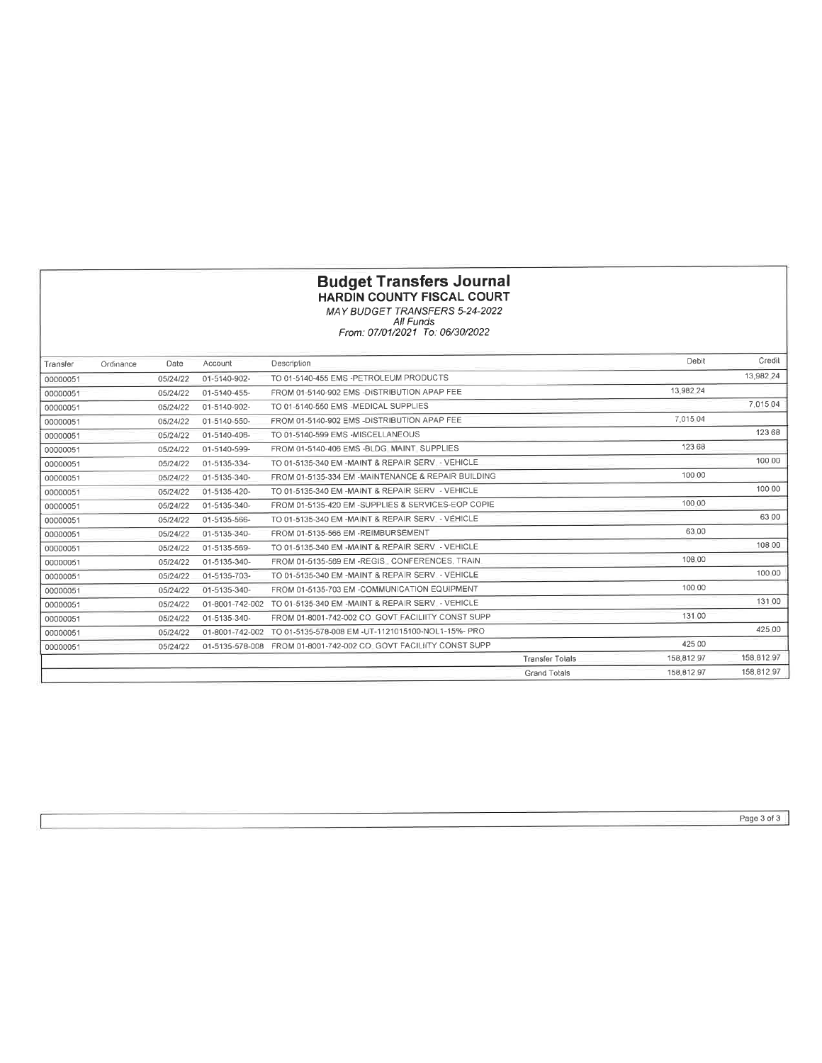# Budget Transfers Journal

## HARDIN COUNTY FISCAL COURT

*MAY BUDGET TRANSFERS 5-24-2022*

*All Funds*

*From: 07/01/2021 To: 06/30/2022*

| Transfer | Ordinance | Date | Account | Description | | Debit | Credit |
|---|---|---|---|---|---|---|---|
| 00000051 | | 05/24/22 | 01-5140-902- | TO 01-5140-455 EMS -PETROLEUM PRODUCTS | | | 13,982.24 |
| 00000051 | | 05/24/22 | 01-5140-455- | FROM 01-5140-902 EMS -DISTRIBUTION APAP FEE | | 13,982.24 | |
| 00000051 | | 05/24/22 | 01-5140-902- | TO 01-5140-550 EMS -MEDICAL SUPPLIES | | | 7,015.04 |
| 00000051 | | 05/24/22 | 01-5140-550- | FROM 01-5140-902 EMS -DISTRIBUTION APAP FEE | | 7,015.04 | |
| 00000051 | | 05/24/22 | 01-5140-406- | TO 01-5140-599 EMS -MISCELLANEOUS | | | 123.68 |
| 00000051 | | 05/24/22 | 01-5140-599- | FROM 01-5140-406 EMS -BLDG. MAINT. SUPPLIES | | 123.68 | |
| 00000051 | | 05/24/22 | 01-5135-334- | TO 01-5135-340 EM -MAINT & REPAIR SERV. - VEHICLE | | | 100.00 |
| 00000051 | | 05/24/22 | 01-5135-340- | FROM 01-5135-334 EM -MAINTENANCE & REPAIR BUILDING | | 100.00 | |
| 00000051 | | 05/24/22 | 01-5135-420- | TO 01-5135-340 EM -MAINT & REPAIR SERV. - VEHICLE | | | 100.00 |
| 00000051 | | 05/24/22 | 01-5135-340- | FROM 01-5135-420 EM -SUPPLIES & SERVICES-EOP COPIE | | 100.00 | |
| 00000051 | | 05/24/22 | 01-5135-566- | TO 01-5135-340 EM -MAINT & REPAIR SERV. - VEHICLE | | | 63.00 |
| 00000051 | | 05/24/22 | 01-5135-340- | FROM 01-5135-566 EM -REIMBURSEMENT | | 63.00 | |
| 00000051 | | 05/24/22 | 01-5135-569- | TO 01-5135-340 EM -MAINT & REPAIR SERV. - VEHICLE | | | 108.00 |
| 00000051 | | 05/24/22 | 01-5135-340- | FROM 01-5135-569 EM -REGIS., CONFERENCES, TRAIN | | 108.00 | |
| 00000051 | | 05/24/22 | 01-5135-703- | TO 01-5135-340 EM -MAINT & REPAIR SERV. - VEHICLE | | | 100.00 |
| 00000051 | | 05/24/22 | 01-5135-340- | FROM 01-5135-703 EM -COMMUNICATION EQUIPMENT | | 100.00 | |
| 00000051 | | 05/24/22 | 01-8001-742-002 | TO 01-5135-340 EM -MAINT & REPAIR SERV. - VEHICLE | | | 131.00 |
| 00000051 | | 05/24/22 | 01-5135-340- | FROM 01-8001-742-002 CO. GOVT FACILIITY CONST SUPP | | 131.00 | |
| 00000051 | | 05/24/22 | 01-8001-742-002 | TO 01-5135-578-008 EM -UT-1121015100-NOL1-15%- PRO | | | 425.00 |
| 00000051 | | 05/24/22 | 01-5135-578-008 | FROM 01-8001-742-002 CO. GOVT FACILIITY CONST SUPP | | 425.00 | |
| | | | | | Transfer Totals | 158,812.97 | 158,812.97 |
| | | | | | Grand Totals | 158,812.97 | 158,812.97 |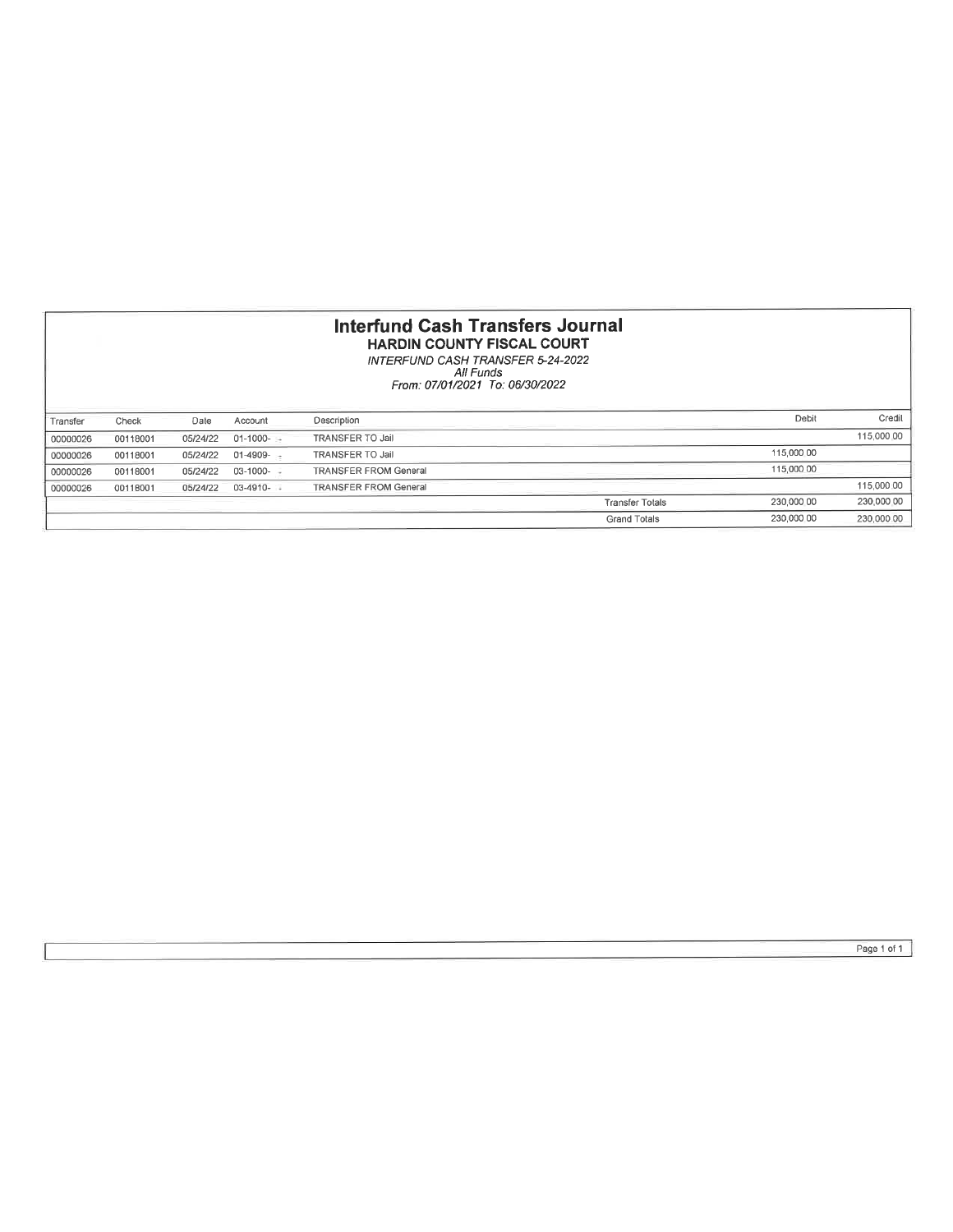# Interfund Cash Transfers Journal

**HARDIN COUNTY FISCAL COURT**

*INTERFUND CASH TRANSFER 5-24-2022*

*All Funds*

*From: 07/01/2021 To: 06/30/2022*

| Transfer | Check | Date | Account | Description | | Debit | Credit |
|---|---|---|---|---|---|---|---|
| 00000026 | 00118001 | 05/24/22 | 01-1000- - | TRANSFER TO Jail | | | 115,000.00 |
| 00000026 | 00118001 | 05/24/22 | 01-4909- - | TRANSFER TO Jail | | 115,000.00 | |
| 00000026 | 00118001 | 05/24/22 | 03-1000- - | TRANSFER FROM General | | 115,000.00 | |
| 00000026 | 00118001 | 05/24/22 | 03-4910- - | TRANSFER FROM General | | | 115,000.00 |
| | | | | | Transfer Totals | 230,000.00 | 230,000.00 |
| | | | | | Grand Totals | 230,000.00 | 230,000.00 |